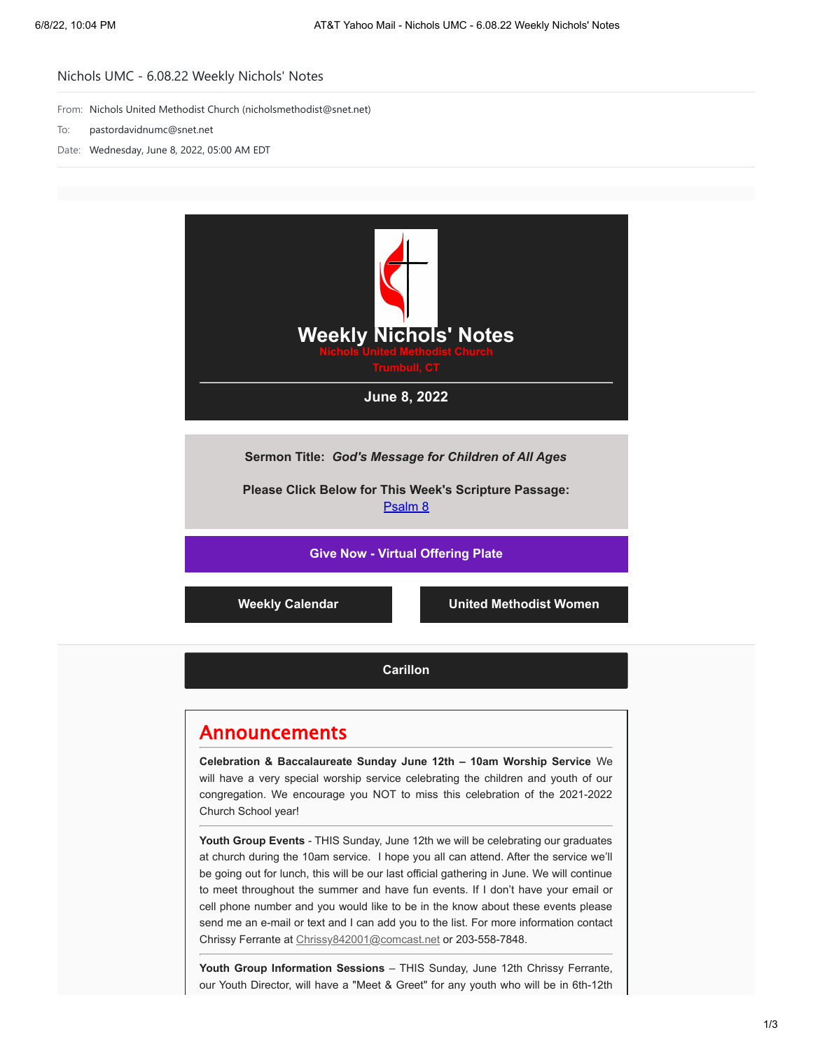Nichols UMC - 6.08.22 Weekly Nichols' Notes

From: Nichols United Methodist Church (nicholsmethodist@snet.net)

To: pastordavidnumc@snet.net

Date: Wednesday, June 8, 2022, 05:00 AM EDT

# Weekly Nichols' Notes

**Nichols United Methodist Church**
**Trumbull, CT**

**June 8, 2022**

**Sermon Title:** ***God's Message for Children of All Ages***

**Please Click Below for This Week's Scripture Passage:**
Psalm 8

**Give Now - Virtual Offering Plate**

**Weekly Calendar**

**United Methodist Women**

**Carillon**

## Announcements

**Celebration & Baccalaureate Sunday June 12th – 10am Worship Service** We will have a very special worship service celebrating the children and youth of our congregation. We encourage you NOT to miss this celebration of the 2021-2022 Church School year!

**Youth Group Events** - THIS Sunday, June 12th we will be celebrating our graduates at church during the 10am service. I hope you all can attend. After the service we'll be going out for lunch, this will be our last official gathering in June. We will continue to meet throughout the summer and have fun events. If I don't have your email or cell phone number and you would like to be in the know about these events please send me an e-mail or text and I can add you to the list. For more information contact Chrissy Ferrante at Chrissy842001@comcast.net or 203-558-7848.

**Youth Group Information Sessions** – THIS Sunday, June 12th Chrissy Ferrante, our Youth Director, will have a "Meet & Greet" for any youth who will be in 6th-12th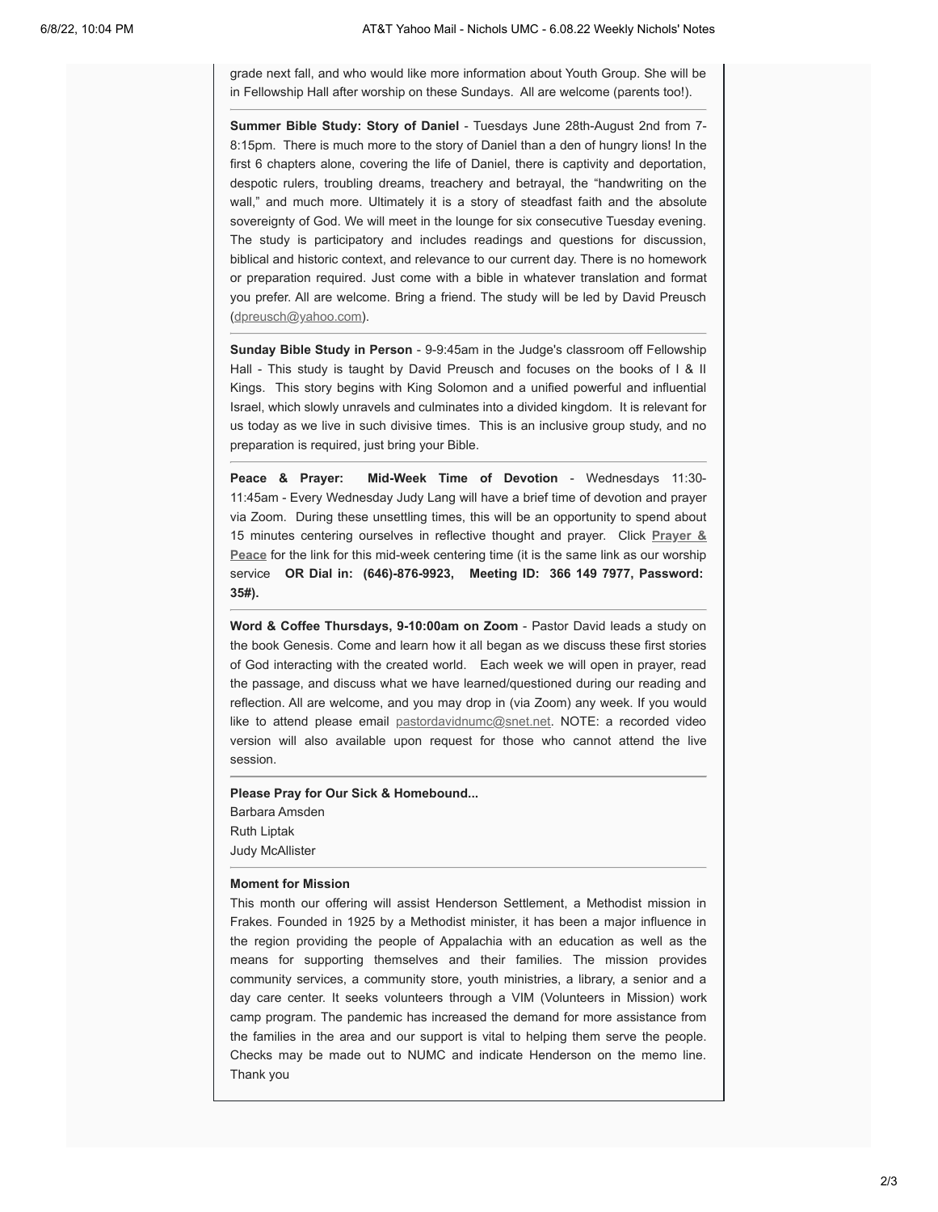grade next fall, and who would like more information about Youth Group. She will be in Fellowship Hall after worship on these Sundays. All are welcome (parents too!).

---

**Summer Bible Study: Story of Daniel** - Tuesdays June 28th-August 2nd from 7-8:15pm. There is much more to the story of Daniel than a den of hungry lions! In the first 6 chapters alone, covering the life of Daniel, there is captivity and deportation, despotic rulers, troubling dreams, treachery and betrayal, the "handwriting on the wall," and much more. Ultimately it is a story of steadfast faith and the absolute sovereignty of God. We will meet in the lounge for six consecutive Tuesday evening. The study is participatory and includes readings and questions for discussion, biblical and historic context, and relevance to our current day. There is no homework or preparation required. Just come with a bible in whatever translation and format you prefer. All are welcome. Bring a friend. The study will be led by David Preusch (dpreusch@yahoo.com).

---

**Sunday Bible Study in Person** - 9-9:45am in the Judge's classroom off Fellowship Hall - This study is taught by David Preusch and focuses on the books of I & II Kings. This story begins with King Solomon and a unified powerful and influential Israel, which slowly unravels and culminates into a divided kingdom. It is relevant for us today as we live in such divisive times. This is an inclusive group study, and no preparation is required, just bring your Bible.

---

**Peace & Prayer: Mid-Week Time of Devotion** - Wednesdays 11:30-11:45am - Every Wednesday Judy Lang will have a brief time of devotion and prayer via Zoom. During these unsettling times, this will be an opportunity to spend about 15 minutes centering ourselves in reflective thought and prayer. Click **Prayer & Peace** for the link for this mid-week centering time (it is the same link as our worship service **OR Dial in: (646)-876-9923, Meeting ID: 366 149 7977, Password: 35#).**

---

**Word & Coffee Thursdays, 9-10:00am on Zoom** - Pastor David leads a study on the book Genesis. Come and learn how it all began as we discuss these first stories of God interacting with the created world. Each week we will open in prayer, read the passage, and discuss what we have learned/questioned during our reading and reflection. All are welcome, and you may drop in (via Zoom) any week. If you would like to attend please email pastordavidnumc@snet.net. NOTE: a recorded video version will also available upon request for those who cannot attend the live session.

---

**Please Pray for Our Sick & Homebound...**

Barbara Amsden
Ruth Liptak
Judy McAllister

---

**Moment for Mission**

This month our offering will assist Henderson Settlement, a Methodist mission in Frakes. Founded in 1925 by a Methodist minister, it has been a major influence in the region providing the people of Appalachia with an education as well as the means for supporting themselves and their families. The mission provides community services, a community store, youth ministries, a library, a senior and a day care center. It seeks volunteers through a VIM (Volunteers in Mission) work camp program. The pandemic has increased the demand for more assistance from the families in the area and our support is vital to helping them serve the people. Checks may be made out to NUMC and indicate Henderson on the memo line. Thank you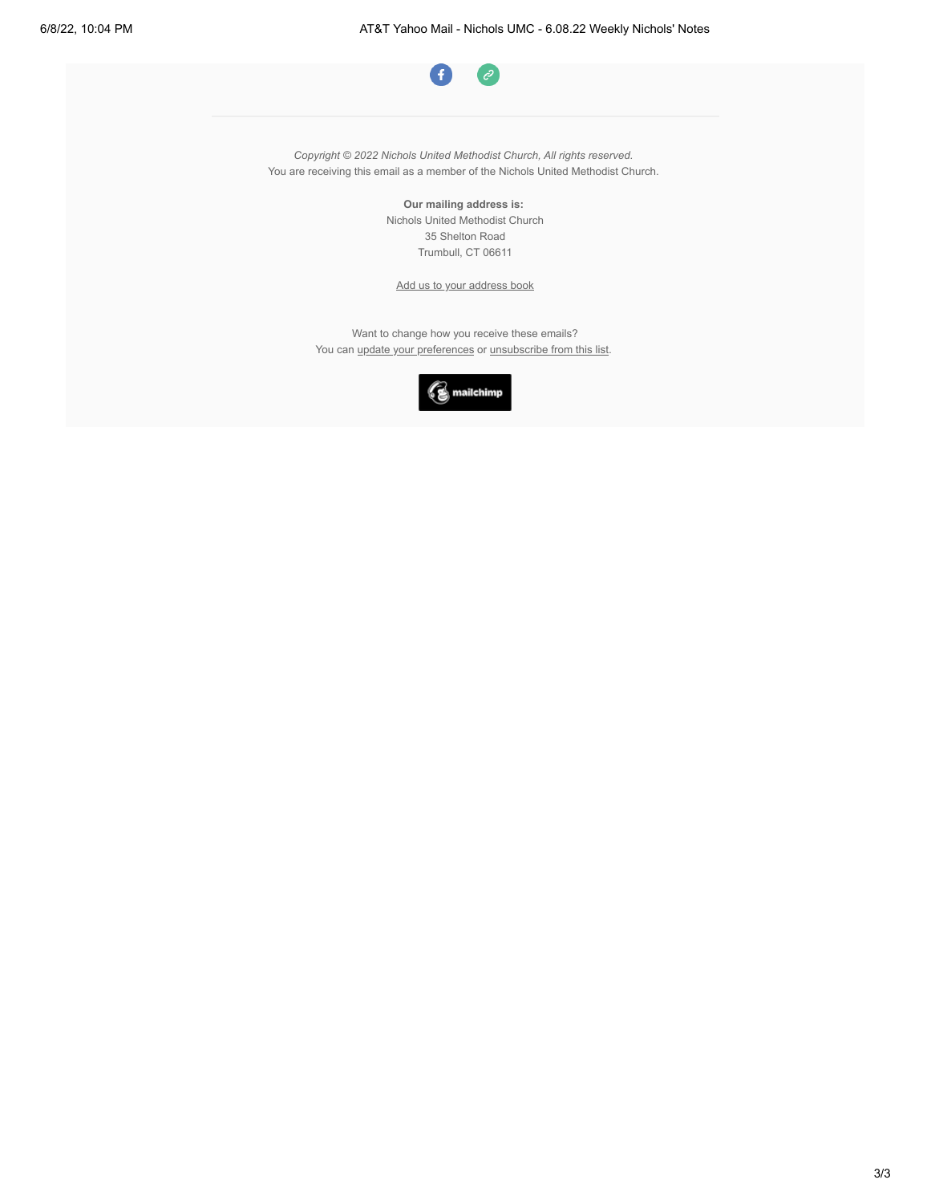*Copyright © 2022 Nichols United Methodist Church, All rights reserved.*
You are receiving this email as a member of the Nichols United Methodist Church.

**Our mailing address is:**
Nichols United Methodist Church
35 Shelton Road
Trumbull, CT 06611

Add us to your address book

Want to change how you receive these emails?
You can update your preferences or unsubscribe from this list.